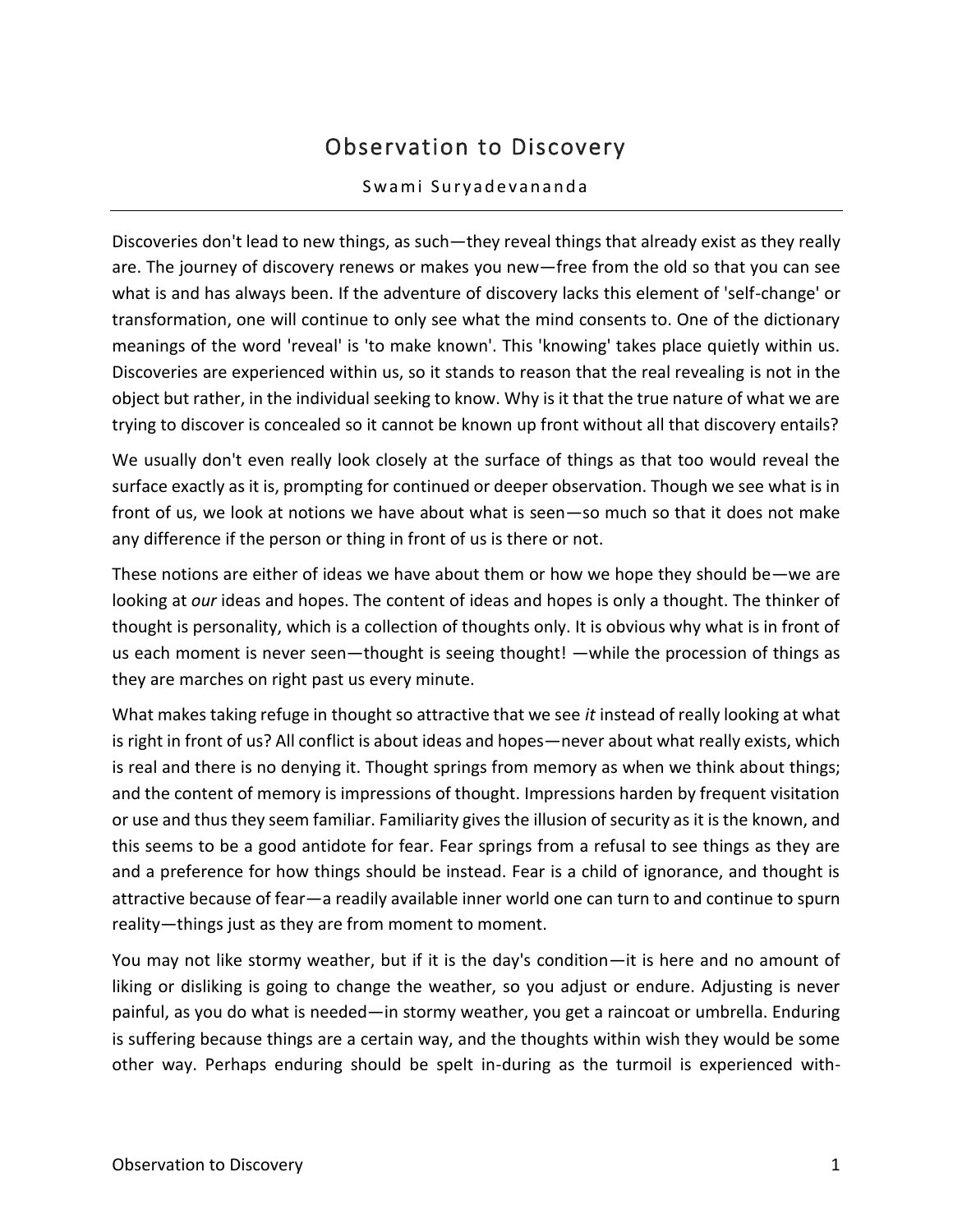# Observation to Discovery

Swami Suryadevananda

---

Discoveries don't lead to new things, as such—they reveal things that already exist as they really are. The journey of discovery renews or makes you new—free from the old so that you can see what is and has always been. If the adventure of discovery lacks this element of 'self-change' or transformation, one will continue to only see what the mind consents to. One of the dictionary meanings of the word 'reveal' is 'to make known'. This 'knowing' takes place quietly within us. Discoveries are experienced within us, so it stands to reason that the real revealing is not in the object but rather, in the individual seeking to know. Why is it that the true nature of what we are trying to discover is concealed so it cannot be known up front without all that discovery entails?

We usually don't even really look closely at the surface of things as that too would reveal the surface exactly as it is, prompting for continued or deeper observation. Though we see what is in front of us, we look at notions we have about what is seen—so much so that it does not make any difference if the person or thing in front of us is there or not.

These notions are either of ideas we have about them or how we hope they should be—we are looking at *our* ideas and hopes. The content of ideas and hopes is only a thought. The thinker of thought is personality, which is a collection of thoughts only. It is obvious why what is in front of us each moment is never seen—thought is seeing thought! —while the procession of things as they are marches on right past us every minute.

What makes taking refuge in thought so attractive that we see *it* instead of really looking at what is right in front of us? All conflict is about ideas and hopes—never about what really exists, which is real and there is no denying it. Thought springs from memory as when we think about things; and the content of memory is impressions of thought. Impressions harden by frequent visitation or use and thus they seem familiar. Familiarity gives the illusion of security as it is the known, and this seems to be a good antidote for fear. Fear springs from a refusal to see things as they are and a preference for how things should be instead. Fear is a child of ignorance, and thought is attractive because of fear—a readily available inner world one can turn to and continue to spurn reality—things just as they are from moment to moment.

You may not like stormy weather, but if it is the day's condition—it is here and no amount of liking or disliking is going to change the weather, so you adjust or endure. Adjusting is never painful, as you do what is needed—in stormy weather, you get a raincoat or umbrella. Enduring is suffering because things are a certain way, and the thoughts within wish they would be some other way. Perhaps enduring should be spelt in-during as the turmoil is experienced with-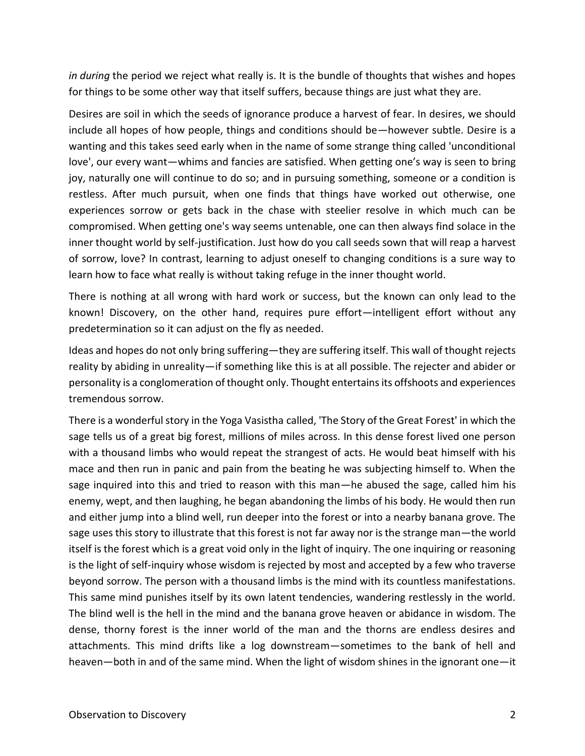*in during* the period we reject what really is. It is the bundle of thoughts that wishes and hopes for things to be some other way that itself suffers, because things are just what they are.

Desires are soil in which the seeds of ignorance produce a harvest of fear. In desires, we should include all hopes of how people, things and conditions should be—however subtle. Desire is a wanting and this takes seed early when in the name of some strange thing called 'unconditional love', our every want—whims and fancies are satisfied. When getting one's way is seen to bring joy, naturally one will continue to do so; and in pursuing something, someone or a condition is restless. After much pursuit, when one finds that things have worked out otherwise, one experiences sorrow or gets back in the chase with steelier resolve in which much can be compromised. When getting one's way seems untenable, one can then always find solace in the inner thought world by self-justification. Just how do you call seeds sown that will reap a harvest of sorrow, love? In contrast, learning to adjust oneself to changing conditions is a sure way to learn how to face what really is without taking refuge in the inner thought world.

There is nothing at all wrong with hard work or success, but the known can only lead to the known! Discovery, on the other hand, requires pure effort—intelligent effort without any predetermination so it can adjust on the fly as needed.

Ideas and hopes do not only bring suffering—they are suffering itself. This wall of thought rejects reality by abiding in unreality—if something like this is at all possible. The rejecter and abider or personality is a conglomeration of thought only. Thought entertains its offshoots and experiences tremendous sorrow.

There is a wonderful story in the Yoga Vasistha called, 'The Story of the Great Forest' in which the sage tells us of a great big forest, millions of miles across. In this dense forest lived one person with a thousand limbs who would repeat the strangest of acts. He would beat himself with his mace and then run in panic and pain from the beating he was subjecting himself to. When the sage inquired into this and tried to reason with this man—he abused the sage, called him his enemy, wept, and then laughing, he began abandoning the limbs of his body. He would then run and either jump into a blind well, run deeper into the forest or into a nearby banana grove. The sage uses this story to illustrate that this forest is not far away nor is the strange man—the world itself is the forest which is a great void only in the light of inquiry. The one inquiring or reasoning is the light of self-inquiry whose wisdom is rejected by most and accepted by a few who traverse beyond sorrow. The person with a thousand limbs is the mind with its countless manifestations. This same mind punishes itself by its own latent tendencies, wandering restlessly in the world. The blind well is the hell in the mind and the banana grove heaven or abidance in wisdom. The dense, thorny forest is the inner world of the man and the thorns are endless desires and attachments. This mind drifts like a log downstream—sometimes to the bank of hell and heaven—both in and of the same mind. When the light of wisdom shines in the ignorant one—it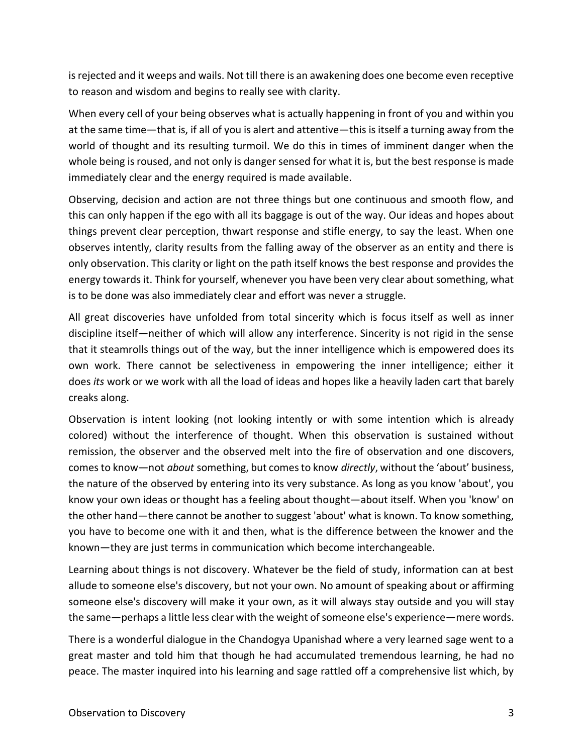is rejected and it weeps and wails. Not till there is an awakening does one become even receptive to reason and wisdom and begins to really see with clarity.

When every cell of your being observes what is actually happening in front of you and within you at the same time—that is, if all of you is alert and attentive—this is itself a turning away from the world of thought and its resulting turmoil. We do this in times of imminent danger when the whole being is roused, and not only is danger sensed for what it is, but the best response is made immediately clear and the energy required is made available.

Observing, decision and action are not three things but one continuous and smooth flow, and this can only happen if the ego with all its baggage is out of the way. Our ideas and hopes about things prevent clear perception, thwart response and stifle energy, to say the least. When one observes intently, clarity results from the falling away of the observer as an entity and there is only observation. This clarity or light on the path itself knows the best response and provides the energy towards it. Think for yourself, whenever you have been very clear about something, what is to be done was also immediately clear and effort was never a struggle.

All great discoveries have unfolded from total sincerity which is focus itself as well as inner discipline itself—neither of which will allow any interference. Sincerity is not rigid in the sense that it steamrolls things out of the way, but the inner intelligence which is empowered does its own work. There cannot be selectiveness in empowering the inner intelligence; either it does *its* work or we work with all the load of ideas and hopes like a heavily laden cart that barely creaks along.

Observation is intent looking (not looking intently or with some intention which is already colored) without the interference of thought. When this observation is sustained without remission, the observer and the observed melt into the fire of observation and one discovers, comes to know—not *about* something, but comes to know *directly*, without the 'about' business, the nature of the observed by entering into its very substance. As long as you know 'about', you know your own ideas or thought has a feeling about thought—about itself. When you 'know' on the other hand—there cannot be another to suggest 'about' what is known. To know something, you have to become one with it and then, what is the difference between the knower and the known—they are just terms in communication which become interchangeable.

Learning about things is not discovery. Whatever be the field of study, information can at best allude to someone else's discovery, but not your own. No amount of speaking about or affirming someone else's discovery will make it your own, as it will always stay outside and you will stay the same—perhaps a little less clear with the weight of someone else's experience—mere words.

There is a wonderful dialogue in the Chandogya Upanishad where a very learned sage went to a great master and told him that though he had accumulated tremendous learning, he had no peace. The master inquired into his learning and sage rattled off a comprehensive list which, by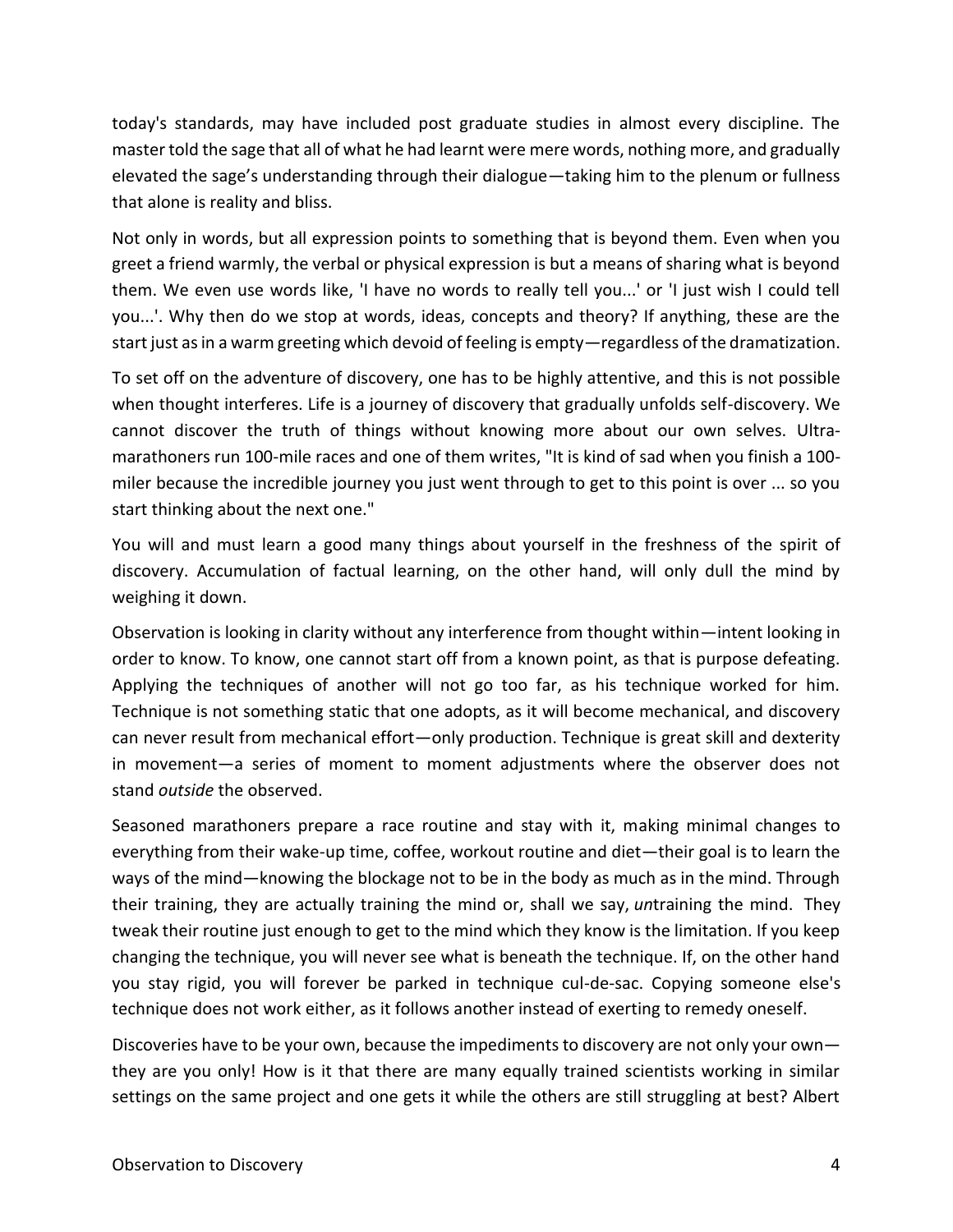today's standards, may have included post graduate studies in almost every discipline. The master told the sage that all of what he had learnt were mere words, nothing more, and gradually elevated the sage's understanding through their dialogue—taking him to the plenum or fullness that alone is reality and bliss.

Not only in words, but all expression points to something that is beyond them. Even when you greet a friend warmly, the verbal or physical expression is but a means of sharing what is beyond them. We even use words like, 'I have no words to really tell you...' or 'I just wish I could tell you...'. Why then do we stop at words, ideas, concepts and theory? If anything, these are the start just as in a warm greeting which devoid of feeling is empty—regardless of the dramatization.

To set off on the adventure of discovery, one has to be highly attentive, and this is not possible when thought interferes. Life is a journey of discovery that gradually unfolds self-discovery. We cannot discover the truth of things without knowing more about our own selves. Ultra-marathoners run 100-mile races and one of them writes, "It is kind of sad when you finish a 100-miler because the incredible journey you just went through to get to this point is over ... so you start thinking about the next one."

You will and must learn a good many things about yourself in the freshness of the spirit of discovery. Accumulation of factual learning, on the other hand, will only dull the mind by weighing it down.

Observation is looking in clarity without any interference from thought within—intent looking in order to know. To know, one cannot start off from a known point, as that is purpose defeating. Applying the techniques of another will not go too far, as his technique worked for him. Technique is not something static that one adopts, as it will become mechanical, and discovery can never result from mechanical effort—only production. Technique is great skill and dexterity in movement—a series of moment to moment adjustments where the observer does not stand *outside* the observed.

Seasoned marathoners prepare a race routine and stay with it, making minimal changes to everything from their wake-up time, coffee, workout routine and diet—their goal is to learn the ways of the mind—knowing the blockage not to be in the body as much as in the mind. Through their training, they are actually training the mind or, shall we say, *un*training the mind. They tweak their routine just enough to get to the mind which they know is the limitation. If you keep changing the technique, you will never see what is beneath the technique. If, on the other hand you stay rigid, you will forever be parked in technique cul-de-sac. Copying someone else's technique does not work either, as it follows another instead of exerting to remedy oneself.

Discoveries have to be your own, because the impediments to discovery are not only your own—they are you only! How is it that there are many equally trained scientists working in similar settings on the same project and one gets it while the others are still struggling at best? Albert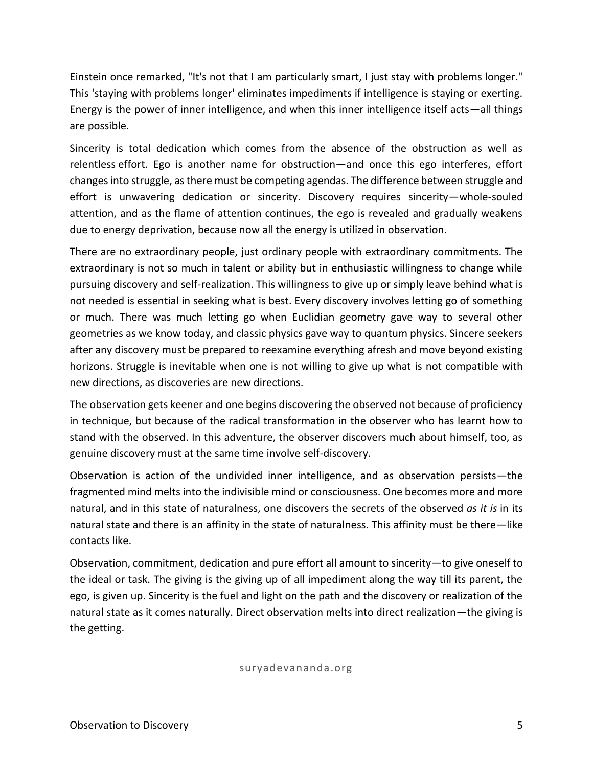Einstein once remarked, "It's not that I am particularly smart, I just stay with problems longer." This 'staying with problems longer' eliminates impediments if intelligence is staying or exerting. Energy is the power of inner intelligence, and when this inner intelligence itself acts—all things are possible.

Sincerity is total dedication which comes from the absence of the obstruction as well as relentless effort. Ego is another name for obstruction—and once this ego interferes, effort changes into struggle, as there must be competing agendas. The difference between struggle and effort is unwavering dedication or sincerity. Discovery requires sincerity—whole-souled attention, and as the flame of attention continues, the ego is revealed and gradually weakens due to energy deprivation, because now all the energy is utilized in observation.

There are no extraordinary people, just ordinary people with extraordinary commitments. The extraordinary is not so much in talent or ability but in enthusiastic willingness to change while pursuing discovery and self-realization. This willingness to give up or simply leave behind what is not needed is essential in seeking what is best. Every discovery involves letting go of something or much. There was much letting go when Euclidian geometry gave way to several other geometries as we know today, and classic physics gave way to quantum physics. Sincere seekers after any discovery must be prepared to reexamine everything afresh and move beyond existing horizons. Struggle is inevitable when one is not willing to give up what is not compatible with new directions, as discoveries are new directions.

The observation gets keener and one begins discovering the observed not because of proficiency in technique, but because of the radical transformation in the observer who has learnt how to stand with the observed. In this adventure, the observer discovers much about himself, too, as genuine discovery must at the same time involve self-discovery.

Observation is action of the undivided inner intelligence, and as observation persists—the fragmented mind melts into the indivisible mind or consciousness. One becomes more and more natural, and in this state of naturalness, one discovers the secrets of the observed *as it is* in its natural state and there is an affinity in the state of naturalness. This affinity must be there—like contacts like.

Observation, commitment, dedication and pure effort all amount to sincerity—to give oneself to the ideal or task. The giving is the giving up of all impediment along the way till its parent, the ego, is given up. Sincerity is the fuel and light on the path and the discovery or realization of the natural state as it comes naturally. Direct observation melts into direct realization—the giving is the getting.

suryadevananda.org